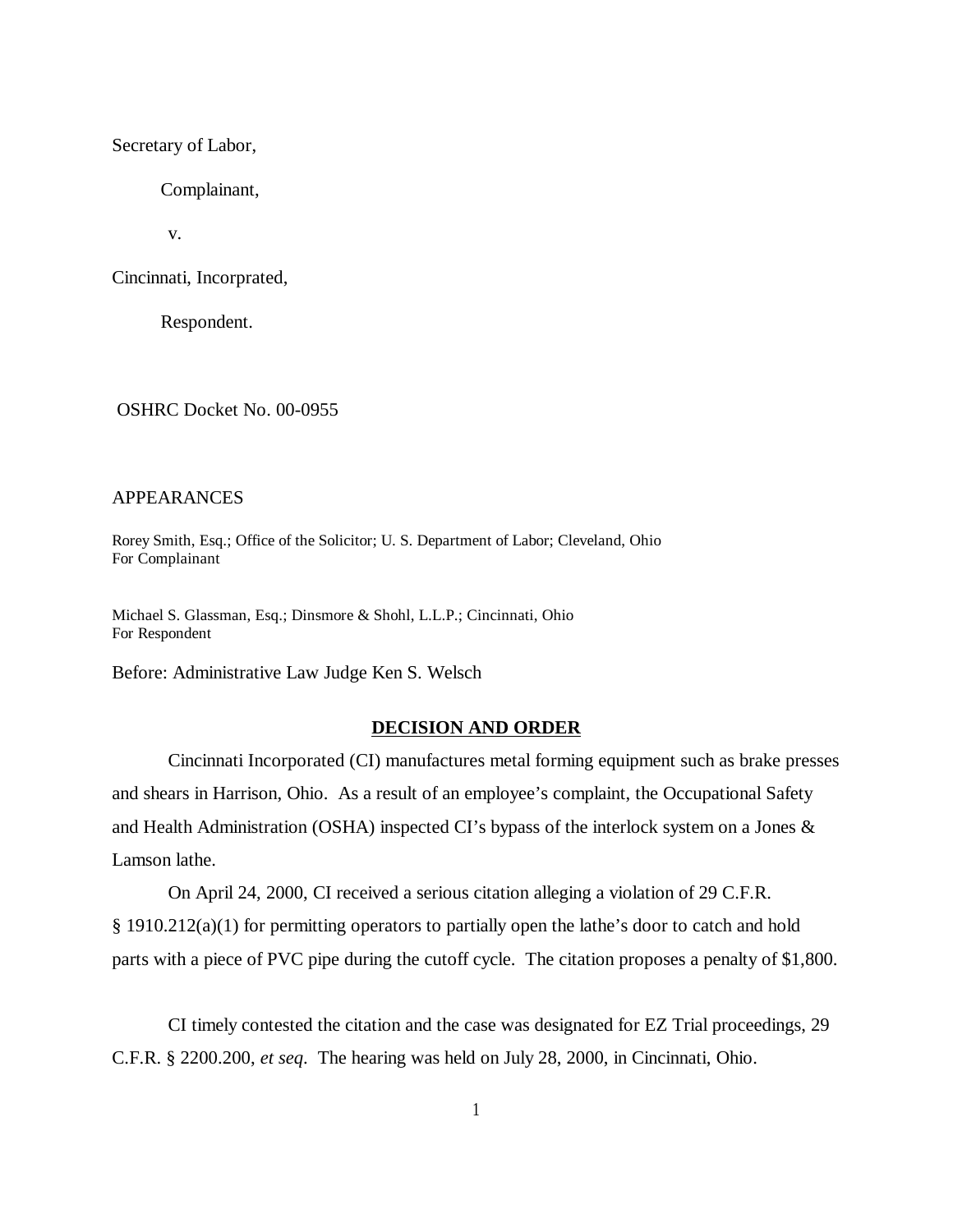Secretary of Labor,

Complainant,

v.

Cincinnati, Incorprated,

Respondent.

OSHRC Docket No. 00-0955

APPEARANCES

Rorey Smith, Esq.; Office of the Solicitor; U. S. Department of Labor; Cleveland, Ohio
For Complainant

Michael S. Glassman, Esq.; Dinsmore & Shohl, L.L.P.; Cincinnati, Ohio
For Respondent

Before: Administrative Law Judge Ken S. Welsch

## DECISION AND ORDER

Cincinnati Incorporated (CI) manufactures metal forming equipment such as brake presses and shears in Harrison, Ohio. As a result of an employee's complaint, the Occupational Safety and Health Administration (OSHA) inspected CI's bypass of the interlock system on a Jones & Lamson lathe.

On April 24, 2000, CI received a serious citation alleging a violation of 29 C.F.R. § 1910.212(a)(1) for permitting operators to partially open the lathe's door to catch and hold parts with a piece of PVC pipe during the cutoff cycle. The citation proposes a penalty of $1,800.

CI timely contested the citation and the case was designated for EZ Trial proceedings, 29 C.F.R. § 2200.200, *et seq*. The hearing was held on July 28, 2000, in Cincinnati, Ohio.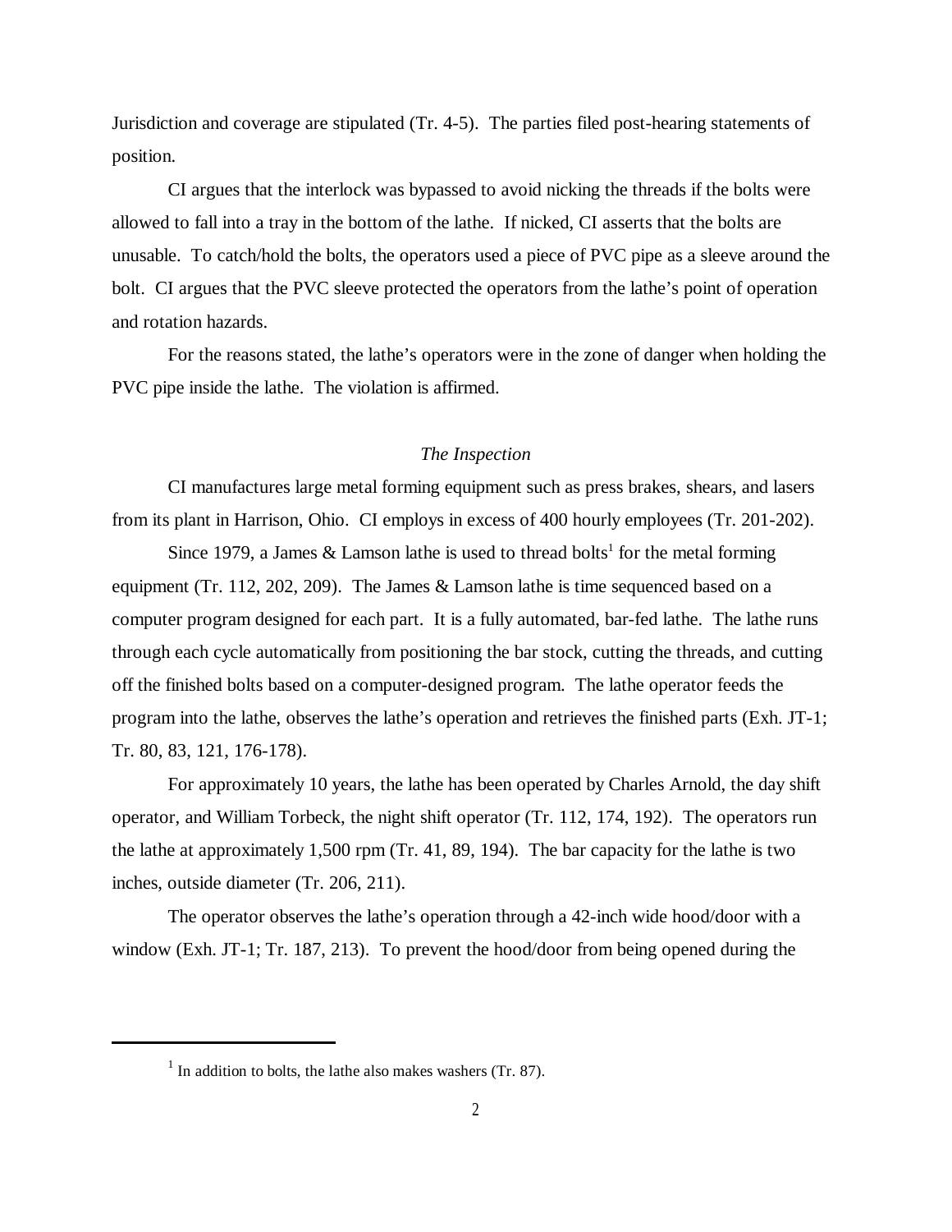Jurisdiction and coverage are stipulated (Tr. 4-5). The parties filed post-hearing statements of position.

CI argues that the interlock was bypassed to avoid nicking the threads if the bolts were allowed to fall into a tray in the bottom of the lathe. If nicked, CI asserts that the bolts are unusable. To catch/hold the bolts, the operators used a piece of PVC pipe as a sleeve around the bolt. CI argues that the PVC sleeve protected the operators from the lathe's point of operation and rotation hazards.

For the reasons stated, the lathe's operators were in the zone of danger when holding the PVC pipe inside the lathe. The violation is affirmed.

*The Inspection*

CI manufactures large metal forming equipment such as press brakes, shears, and lasers from its plant in Harrison, Ohio. CI employs in excess of 400 hourly employees (Tr. 201-202).

Since 1979, a James & Lamson lathe is used to thread bolts[1] for the metal forming equipment (Tr. 112, 202, 209). The James & Lamson lathe is time sequenced based on a computer program designed for each part. It is a fully automated, bar-fed lathe. The lathe runs through each cycle automatically from positioning the bar stock, cutting the threads, and cutting off the finished bolts based on a computer-designed program. The lathe operator feeds the program into the lathe, observes the lathe's operation and retrieves the finished parts (Exh. JT-1; Tr. 80, 83, 121, 176-178).

For approximately 10 years, the lathe has been operated by Charles Arnold, the day shift operator, and William Torbeck, the night shift operator (Tr. 112, 174, 192). The operators run the lathe at approximately 1,500 rpm (Tr. 41, 89, 194). The bar capacity for the lathe is two inches, outside diameter (Tr. 206, 211).

The operator observes the lathe's operation through a 42-inch wide hood/door with a window (Exh. JT-1; Tr. 187, 213). To prevent the hood/door from being opened during the

[1] In addition to bolts, the lathe also makes washers (Tr. 87).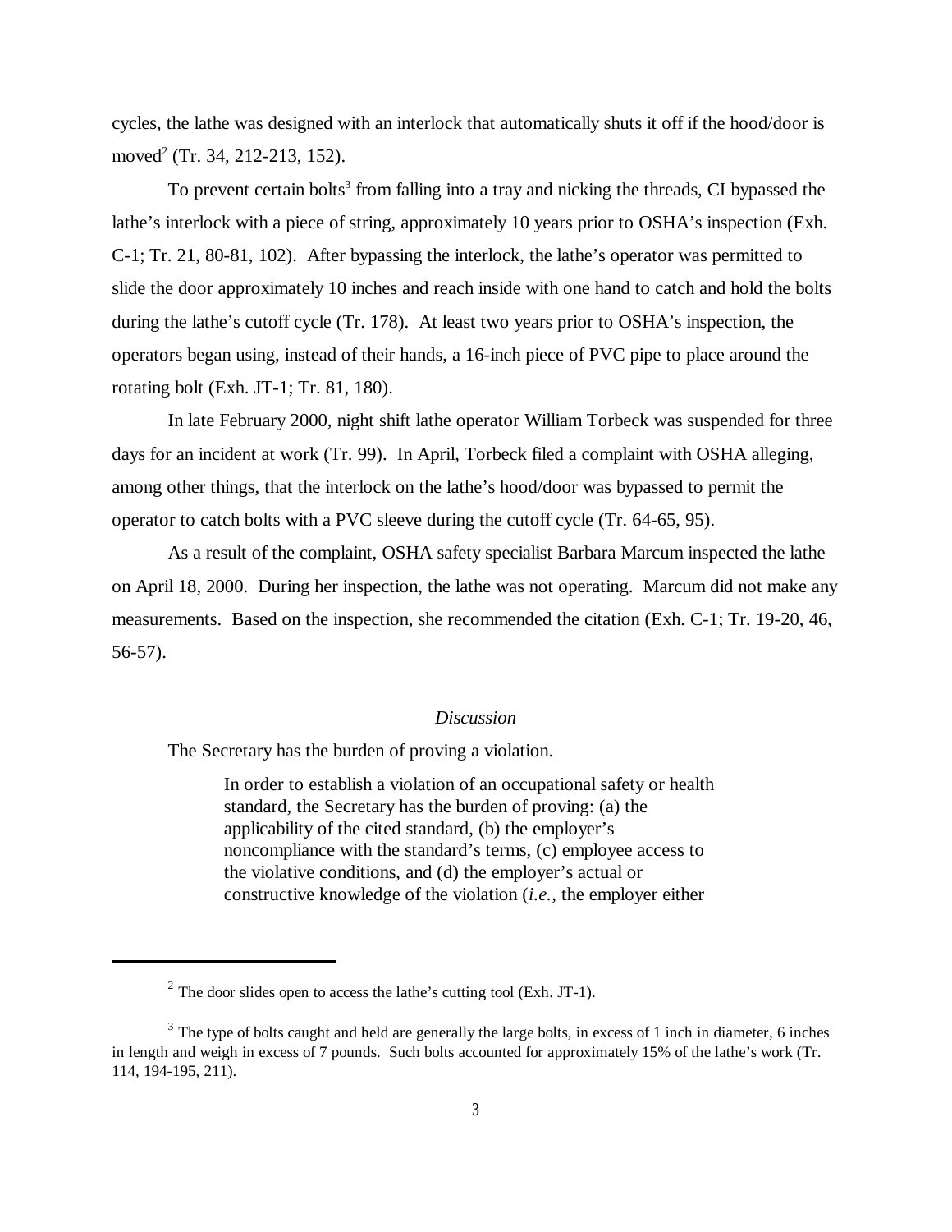cycles, the lathe was designed with an interlock that automatically shuts it off if the hood/door is moved[2] (Tr. 34, 212-213, 152).

To prevent certain bolts[3] from falling into a tray and nicking the threads, CI bypassed the lathe's interlock with a piece of string, approximately 10 years prior to OSHA's inspection (Exh. C-1; Tr. 21, 80-81, 102). After bypassing the interlock, the lathe's operator was permitted to slide the door approximately 10 inches and reach inside with one hand to catch and hold the bolts during the lathe's cutoff cycle (Tr. 178). At least two years prior to OSHA's inspection, the operators began using, instead of their hands, a 16-inch piece of PVC pipe to place around the rotating bolt (Exh. JT-1; Tr. 81, 180).

In late February 2000, night shift lathe operator William Torbeck was suspended for three days for an incident at work (Tr. 99). In April, Torbeck filed a complaint with OSHA alleging, among other things, that the interlock on the lathe's hood/door was bypassed to permit the operator to catch bolts with a PVC sleeve during the cutoff cycle (Tr. 64-65, 95).

As a result of the complaint, OSHA safety specialist Barbara Marcum inspected the lathe on April 18, 2000. During her inspection, the lathe was not operating. Marcum did not make any measurements. Based on the inspection, she recommended the citation (Exh. C-1; Tr. 19-20, 46, 56-57).

*Discussion*

The Secretary has the burden of proving a violation.

> In order to establish a violation of an occupational safety or health standard, the Secretary has the burden of proving: (a) the applicability of the cited standard, (b) the employer's noncompliance with the standard's terms, (c) employee access to the violative conditions, and (d) the employer's actual or constructive knowledge of the violation (*i.e.,* the employer either

---

[2] The door slides open to access the lathe's cutting tool (Exh. JT-1).

[3] The type of bolts caught and held are generally the large bolts, in excess of 1 inch in diameter, 6 inches in length and weigh in excess of 7 pounds. Such bolts accounted for approximately 15% of the lathe's work (Tr. 114, 194-195, 211).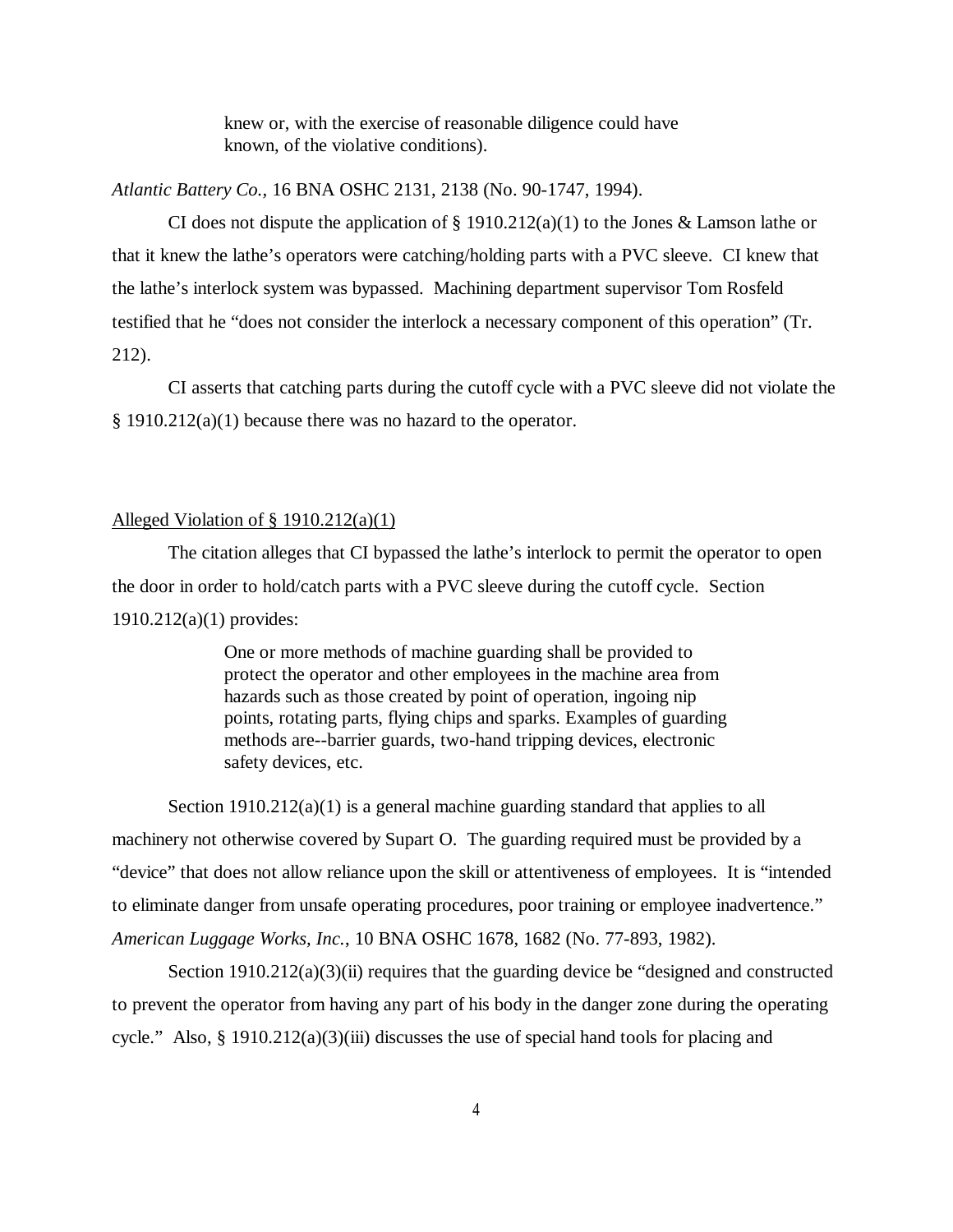> knew or, with the exercise of reasonable diligence could have known, of the violative conditions).

*Atlantic Battery Co.*, 16 BNA OSHC 2131, 2138 (No. 90-1747, 1994).

CI does not dispute the application of § 1910.212(a)(1) to the Jones & Lamson lathe or that it knew the lathe's operators were catching/holding parts with a PVC sleeve. CI knew that the lathe's interlock system was bypassed. Machining department supervisor Tom Rosfeld testified that he "does not consider the interlock a necessary component of this operation" (Tr. 212).

CI asserts that catching parts during the cutoff cycle with a PVC sleeve did not violate the § 1910.212(a)(1) because there was no hazard to the operator.

Alleged Violation of § 1910.212(a)(1)

The citation alleges that CI bypassed the lathe's interlock to permit the operator to open the door in order to hold/catch parts with a PVC sleeve during the cutoff cycle. Section 1910.212(a)(1) provides:

> One or more methods of machine guarding shall be provided to protect the operator and other employees in the machine area from hazards such as those created by point of operation, ingoing nip points, rotating parts, flying chips and sparks. Examples of guarding methods are--barrier guards, two-hand tripping devices, electronic safety devices, etc.

Section 1910.212(a)(1) is a general machine guarding standard that applies to all machinery not otherwise covered by Supart O. The guarding required must be provided by a "device" that does not allow reliance upon the skill or attentiveness of employees. It is "intended to eliminate danger from unsafe operating procedures, poor training or employee inadvertence." *American Luggage Works, Inc.*, 10 BNA OSHC 1678, 1682 (No. 77-893, 1982).

Section 1910.212(a)(3)(ii) requires that the guarding device be "designed and constructed to prevent the operator from having any part of his body in the danger zone during the operating cycle." Also, § 1910.212(a)(3)(iii) discusses the use of special hand tools for placing and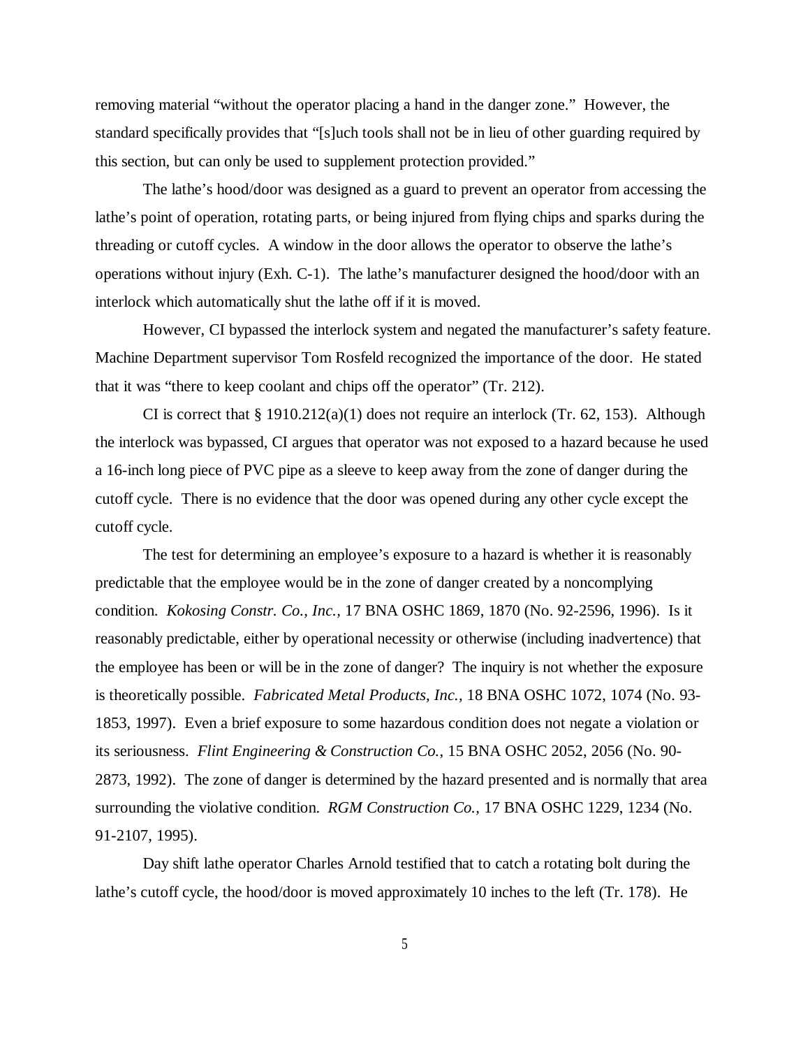removing material "without the operator placing a hand in the danger zone." However, the standard specifically provides that "[s]uch tools shall not be in lieu of other guarding required by this section, but can only be used to supplement protection provided."

The lathe's hood/door was designed as a guard to prevent an operator from accessing the lathe's point of operation, rotating parts, or being injured from flying chips and sparks during the threading or cutoff cycles. A window in the door allows the operator to observe the lathe's operations without injury (Exh. C-1). The lathe's manufacturer designed the hood/door with an interlock which automatically shut the lathe off if it is moved.

However, CI bypassed the interlock system and negated the manufacturer's safety feature. Machine Department supervisor Tom Rosfeld recognized the importance of the door. He stated that it was "there to keep coolant and chips off the operator" (Tr. 212).

CI is correct that § 1910.212(a)(1) does not require an interlock (Tr. 62, 153). Although the interlock was bypassed, CI argues that operator was not exposed to a hazard because he used a 16-inch long piece of PVC pipe as a sleeve to keep away from the zone of danger during the cutoff cycle. There is no evidence that the door was opened during any other cycle except the cutoff cycle.

The test for determining an employee's exposure to a hazard is whether it is reasonably predictable that the employee would be in the zone of danger created by a noncomplying condition. *Kokosing Constr. Co., Inc.*, 17 BNA OSHC 1869, 1870 (No. 92-2596, 1996). Is it reasonably predictable, either by operational necessity or otherwise (including inadvertence) that the employee has been or will be in the zone of danger? The inquiry is not whether the exposure is theoretically possible. *Fabricated Metal Products, Inc.*, 18 BNA OSHC 1072, 1074 (No. 93-1853, 1997). Even a brief exposure to some hazardous condition does not negate a violation or its seriousness. *Flint Engineering & Construction Co.*, 15 BNA OSHC 2052, 2056 (No. 90-2873, 1992). The zone of danger is determined by the hazard presented and is normally that area surrounding the violative condition. *RGM Construction Co.*, 17 BNA OSHC 1229, 1234 (No. 91-2107, 1995).

Day shift lathe operator Charles Arnold testified that to catch a rotating bolt during the lathe's cutoff cycle, the hood/door is moved approximately 10 inches to the left (Tr. 178). He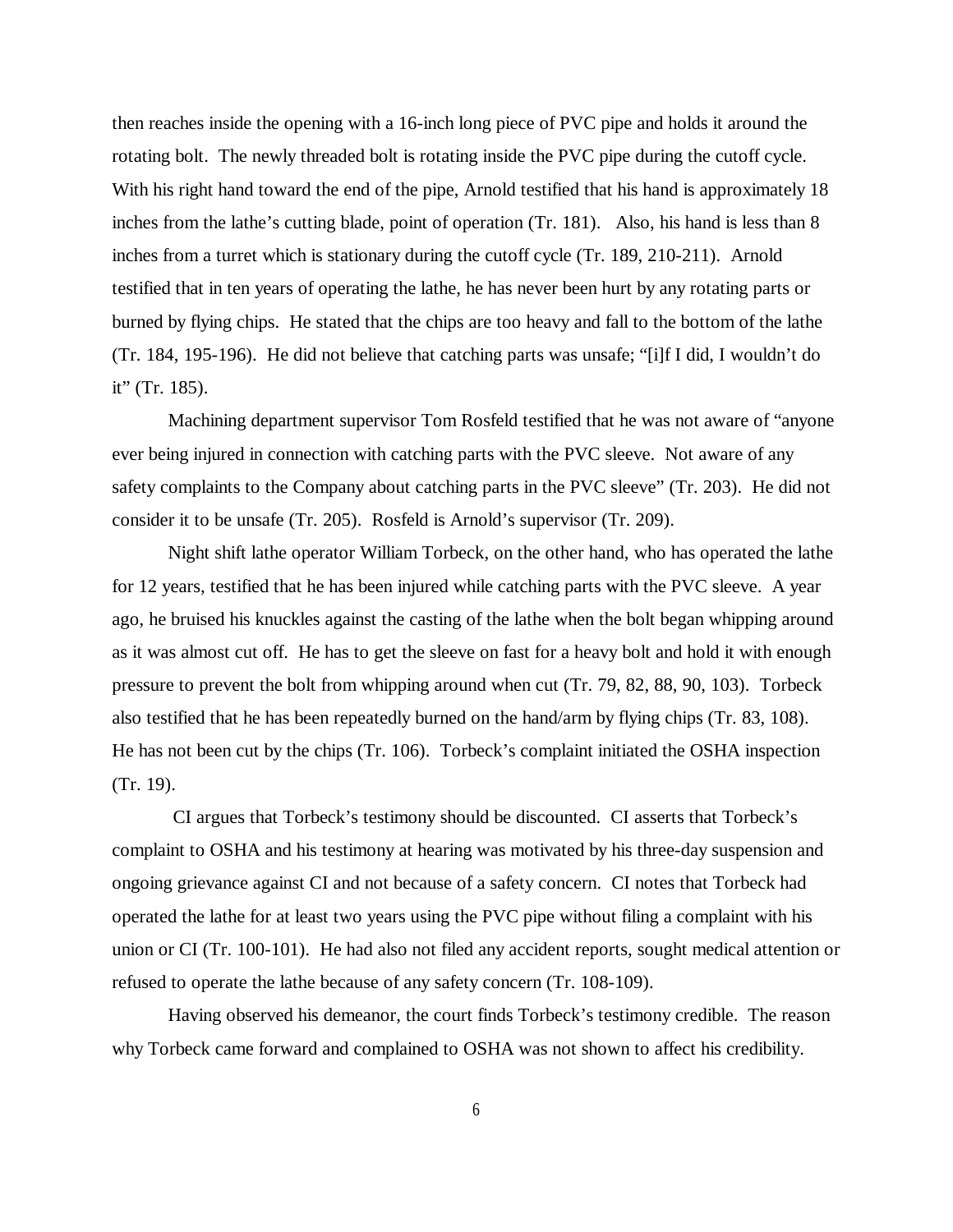then reaches inside the opening with a 16-inch long piece of PVC pipe and holds it around the rotating bolt. The newly threaded bolt is rotating inside the PVC pipe during the cutoff cycle. With his right hand toward the end of the pipe, Arnold testified that his hand is approximately 18 inches from the lathe's cutting blade, point of operation (Tr. 181). Also, his hand is less than 8 inches from a turret which is stationary during the cutoff cycle (Tr. 189, 210-211). Arnold testified that in ten years of operating the lathe, he has never been hurt by any rotating parts or burned by flying chips. He stated that the chips are too heavy and fall to the bottom of the lathe (Tr. 184, 195-196). He did not believe that catching parts was unsafe; "[i]f I did, I wouldn't do it" (Tr. 185).

Machining department supervisor Tom Rosfeld testified that he was not aware of "anyone ever being injured in connection with catching parts with the PVC sleeve. Not aware of any safety complaints to the Company about catching parts in the PVC sleeve" (Tr. 203). He did not consider it to be unsafe (Tr. 205). Rosfeld is Arnold's supervisor (Tr. 209).

Night shift lathe operator William Torbeck, on the other hand, who has operated the lathe for 12 years, testified that he has been injured while catching parts with the PVC sleeve. A year ago, he bruised his knuckles against the casting of the lathe when the bolt began whipping around as it was almost cut off. He has to get the sleeve on fast for a heavy bolt and hold it with enough pressure to prevent the bolt from whipping around when cut (Tr. 79, 82, 88, 90, 103). Torbeck also testified that he has been repeatedly burned on the hand/arm by flying chips (Tr. 83, 108). He has not been cut by the chips (Tr. 106). Torbeck's complaint initiated the OSHA inspection (Tr. 19).

CI argues that Torbeck's testimony should be discounted. CI asserts that Torbeck's complaint to OSHA and his testimony at hearing was motivated by his three-day suspension and ongoing grievance against CI and not because of a safety concern. CI notes that Torbeck had operated the lathe for at least two years using the PVC pipe without filing a complaint with his union or CI (Tr. 100-101). He had also not filed any accident reports, sought medical attention or refused to operate the lathe because of any safety concern (Tr. 108-109).

Having observed his demeanor, the court finds Torbeck's testimony credible. The reason why Torbeck came forward and complained to OSHA was not shown to affect his credibility.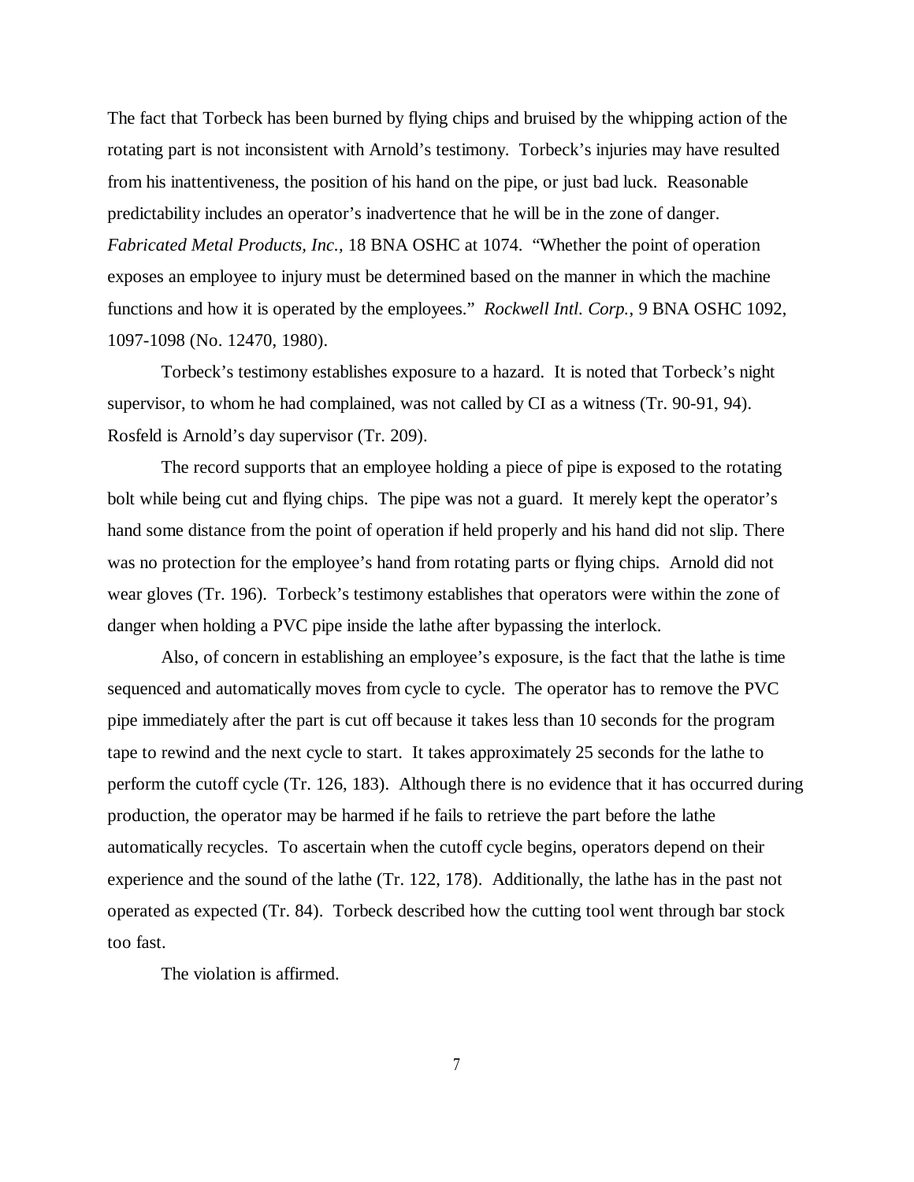The fact that Torbeck has been burned by flying chips and bruised by the whipping action of the rotating part is not inconsistent with Arnold's testimony. Torbeck's injuries may have resulted from his inattentiveness, the position of his hand on the pipe, or just bad luck. Reasonable predictability includes an operator's inadvertence that he will be in the zone of danger. *Fabricated Metal Products, Inc.*, 18 BNA OSHC at 1074. "Whether the point of operation exposes an employee to injury must be determined based on the manner in which the machine functions and how it is operated by the employees." *Rockwell Intl. Corp.*, 9 BNA OSHC 1092, 1097-1098 (No. 12470, 1980).

Torbeck's testimony establishes exposure to a hazard. It is noted that Torbeck's night supervisor, to whom he had complained, was not called by CI as a witness (Tr. 90-91, 94). Rosfeld is Arnold's day supervisor (Tr. 209).

The record supports that an employee holding a piece of pipe is exposed to the rotating bolt while being cut and flying chips. The pipe was not a guard. It merely kept the operator's hand some distance from the point of operation if held properly and his hand did not slip. There was no protection for the employee's hand from rotating parts or flying chips. Arnold did not wear gloves (Tr. 196). Torbeck's testimony establishes that operators were within the zone of danger when holding a PVC pipe inside the lathe after bypassing the interlock.

Also, of concern in establishing an employee's exposure, is the fact that the lathe is time sequenced and automatically moves from cycle to cycle. The operator has to remove the PVC pipe immediately after the part is cut off because it takes less than 10 seconds for the program tape to rewind and the next cycle to start. It takes approximately 25 seconds for the lathe to perform the cutoff cycle (Tr. 126, 183). Although there is no evidence that it has occurred during production, the operator may be harmed if he fails to retrieve the part before the lathe automatically recycles. To ascertain when the cutoff cycle begins, operators depend on their experience and the sound of the lathe (Tr. 122, 178). Additionally, the lathe has in the past not operated as expected (Tr. 84). Torbeck described how the cutting tool went through bar stock too fast.

The violation is affirmed.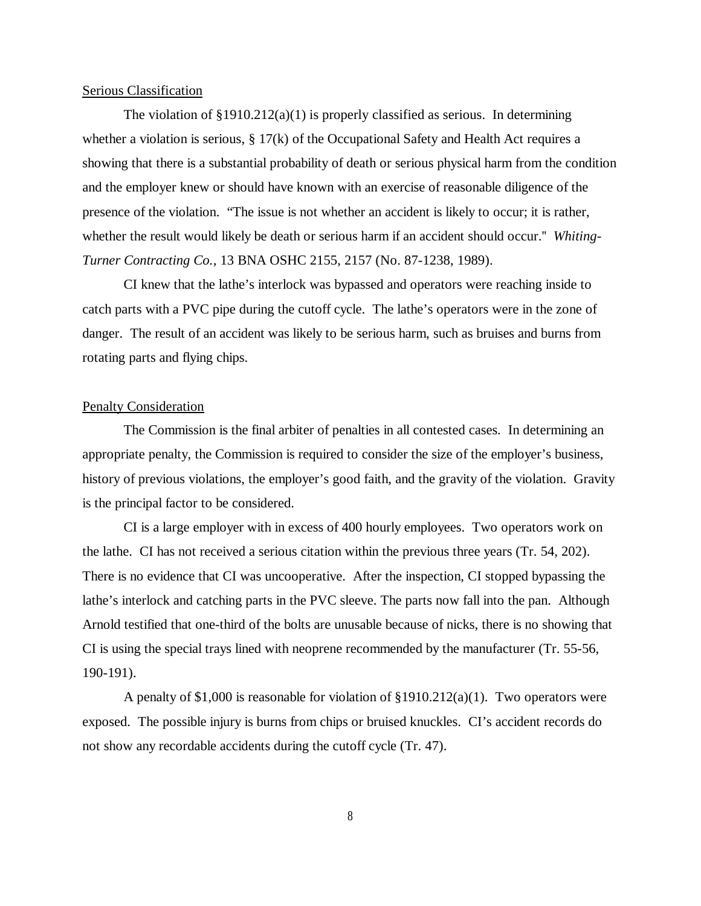Serious Classification

The violation of §1910.212(a)(1) is properly classified as serious. In determining whether a violation is serious, § 17(k) of the Occupational Safety and Health Act requires a showing that there is a substantial probability of death or serious physical harm from the condition and the employer knew or should have known with an exercise of reasonable diligence of the presence of the violation. "The issue is not whether an accident is likely to occur; it is rather, whether the result would likely be death or serious harm if an accident should occur." *Whiting-Turner Contracting Co.*, 13 BNA OSHC 2155, 2157 (No. 87-1238, 1989).

CI knew that the lathe's interlock was bypassed and operators were reaching inside to catch parts with a PVC pipe during the cutoff cycle. The lathe's operators were in the zone of danger. The result of an accident was likely to be serious harm, such as bruises and burns from rotating parts and flying chips.

Penalty Consideration

The Commission is the final arbiter of penalties in all contested cases. In determining an appropriate penalty, the Commission is required to consider the size of the employer's business, history of previous violations, the employer's good faith, and the gravity of the violation. Gravity is the principal factor to be considered.

CI is a large employer with in excess of 400 hourly employees. Two operators work on the lathe. CI has not received a serious citation within the previous three years (Tr. 54, 202). There is no evidence that CI was uncooperative. After the inspection, CI stopped bypassing the lathe's interlock and catching parts in the PVC sleeve. The parts now fall into the pan. Although Arnold testified that one-third of the bolts are unusable because of nicks, there is no showing that CI is using the special trays lined with neoprene recommended by the manufacturer (Tr. 55-56, 190-191).

A penalty of $1,000 is reasonable for violation of §1910.212(a)(1). Two operators were exposed. The possible injury is burns from chips or bruised knuckles. CI's accident records do not show any recordable accidents during the cutoff cycle (Tr. 47).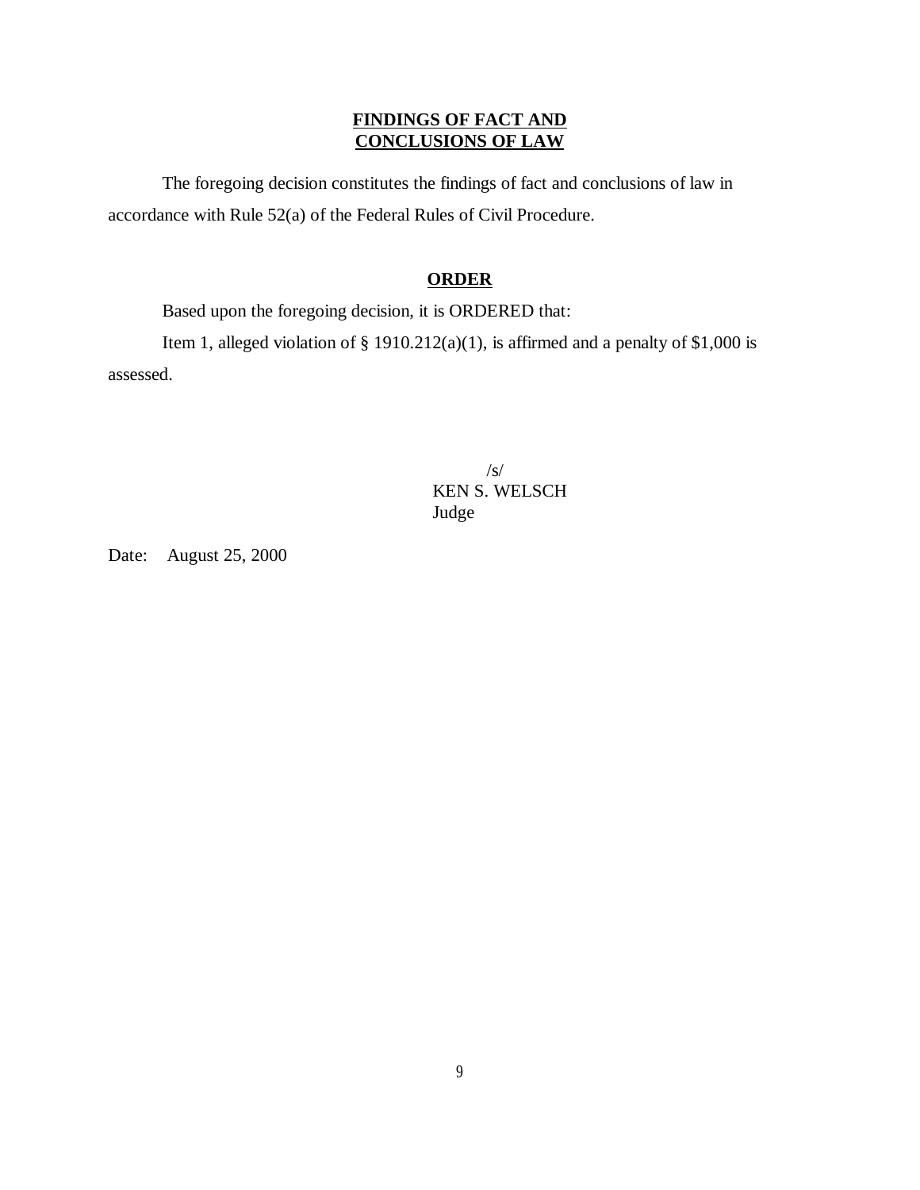## FINDINGS OF FACT AND CONCLUSIONS OF LAW

The foregoing decision constitutes the findings of fact and conclusions of law in accordance with Rule 52(a) of the Federal Rules of Civil Procedure.

## ORDER

Based upon the foregoing decision, it is ORDERED that:

Item 1, alleged violation of § 1910.212(a)(1), is affirmed and a penalty of $1,000 is assessed.

/s/
KEN S. WELSCH
Judge

Date: August 25, 2000